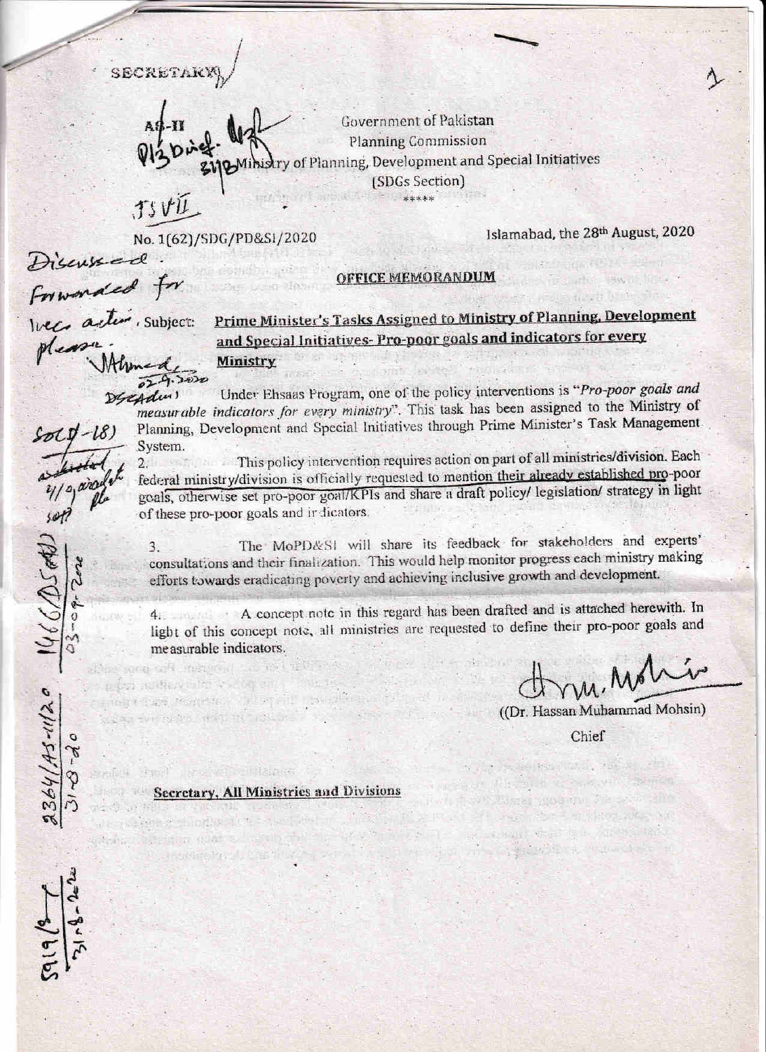SECRETARY

Government of Pakistan
Planning Commission
Ministry of Planning, Development and Special Initiatives
(SDGs Section)

No. 1(62)/SDG/PD&SI/2020

Islamabad, the 28th August, 2020

## OFFICE MEMORANDUM

Subject: **Prime Minister's Tasks Assigned to Ministry of Planning, Development and Special Initiatives- Pro-poor goals and indicators for every Ministry**

Under Ehsaas Program, one of the policy interventions is "*Pro-poor goals and measurable indicators for every ministry*". This task has been assigned to the Ministry of Planning, Development and Special Initiatives through Prime Minister's Task Management System.

2. This policy intervention requires action on part of all ministries/division. Each federal ministry/division is officially requested to mention their already established pro-poor goals, otherwise set pro-poor goal/KPIs and share a draft policy/ legislation/ strategy in light of these pro-poor goals and indicators.

3. The MoPD&SI will share its feedback for stakeholders and experts' consultations and their finalization. This would help monitor progress each ministry making efforts towards eradicating poverty and achieving inclusive growth and development.

4. A concept note in this regard has been drafted and is attached herewith. In light of this concept note, all ministries are requested to define their pro-poor goals and measurable indicators.

((Dr. Hassan Muhammad Mohsin)
Chief

**Secretary, All Ministries and Divisions**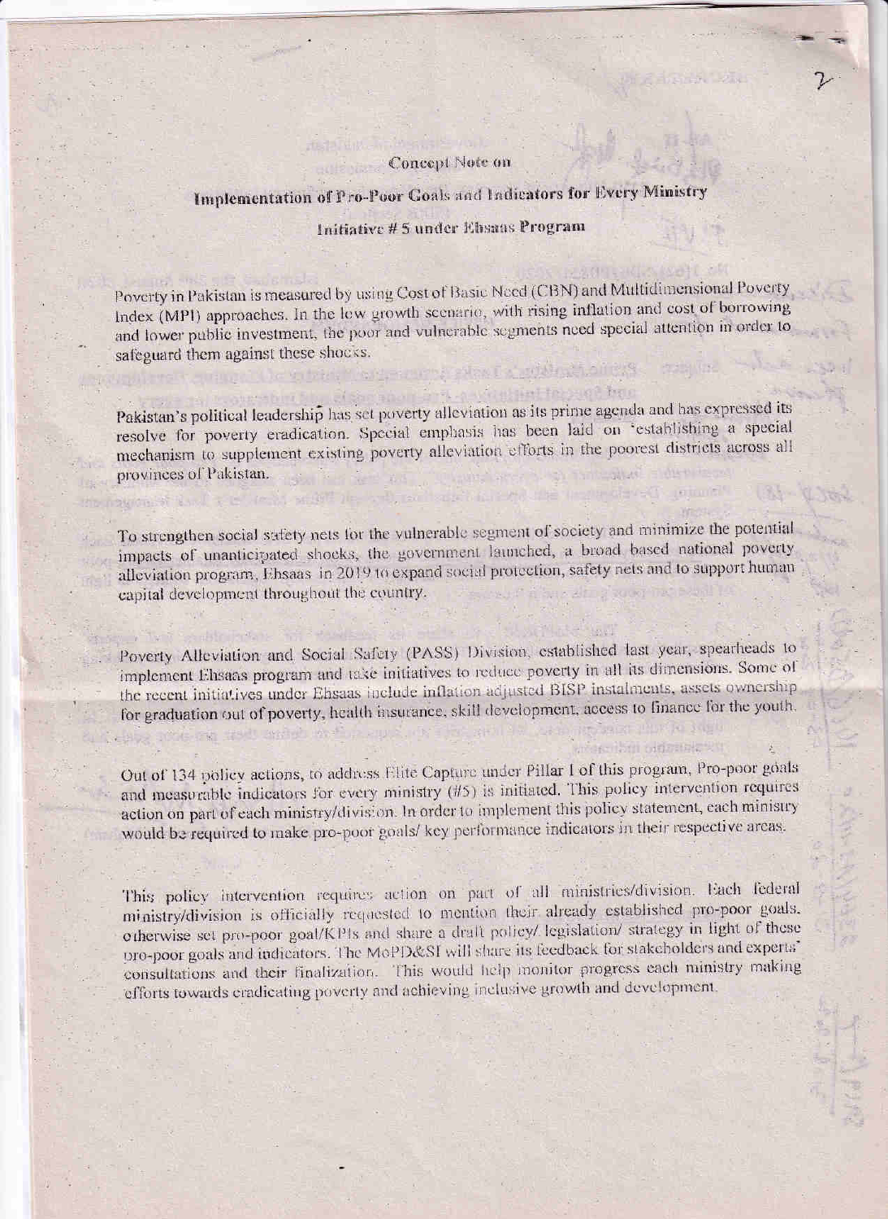Concept Note on

## Implementation of Pro-Poor Goals and Indicators for Every Ministry

### Initiative # 5 under Ehsaas Program

Poverty in Pakistan is measured by using Cost of Basic Need (CBN) and Multidimensional Poverty Index (MPI) approaches. In the low growth scenario, with rising inflation and cost of borrowing and lower public investment, the poor and vulnerable segments need special attention in order to safeguard them against these shocks.

Pakistan's political leadership has set poverty alleviation as its prime agenda and has expressed its resolve for poverty eradication. Special emphasis has been laid on 'establishing a special mechanism to supplement existing poverty alleviation efforts in the poorest districts across all provinces of Pakistan.

To strengthen social safety nets for the vulnerable segment of society and minimize the potential impacts of unanticipated shocks, the government launched, a broad based national poverty alleviation program, Ehsaas in 2019 to expand social protection, safety nets and to support human capital development throughout the country.

Poverty Alleviation and Social Safety (PASS) Division, established last year, spearheads to implement Ehsaas program and take initiatives to reduce poverty in all its dimensions. Some of the recent initiatives under Ehsaas include inflation adjusted BISP instalments, assets ownership for graduation out of poverty, health insurance, skill development, access to finance for the youth.

Out of 134 policy actions, to address Elite Capture under Pillar I of this program, Pro-poor goals and measurable indicators for every ministry (#5) is initiated. This policy intervention requires action on part of each ministry/division. In order to implement this policy statement, each ministry would be required to make pro-poor goals/ key performance indicators in their respective areas.

This policy intervention requires action on part of all ministries/division. Each federal ministry/division is officially requested to mention their already established pro-poor goals, otherwise set pro-poor goal/KPIs and share a draft policy/ legislation/ strategy in light of these pro-poor goals and indicators. The MoPD&SI will share its feedback for stakeholders and experts' consultations and their finalization. This would help monitor progress each ministry making efforts towards eradicating poverty and achieving inclusive growth and development.